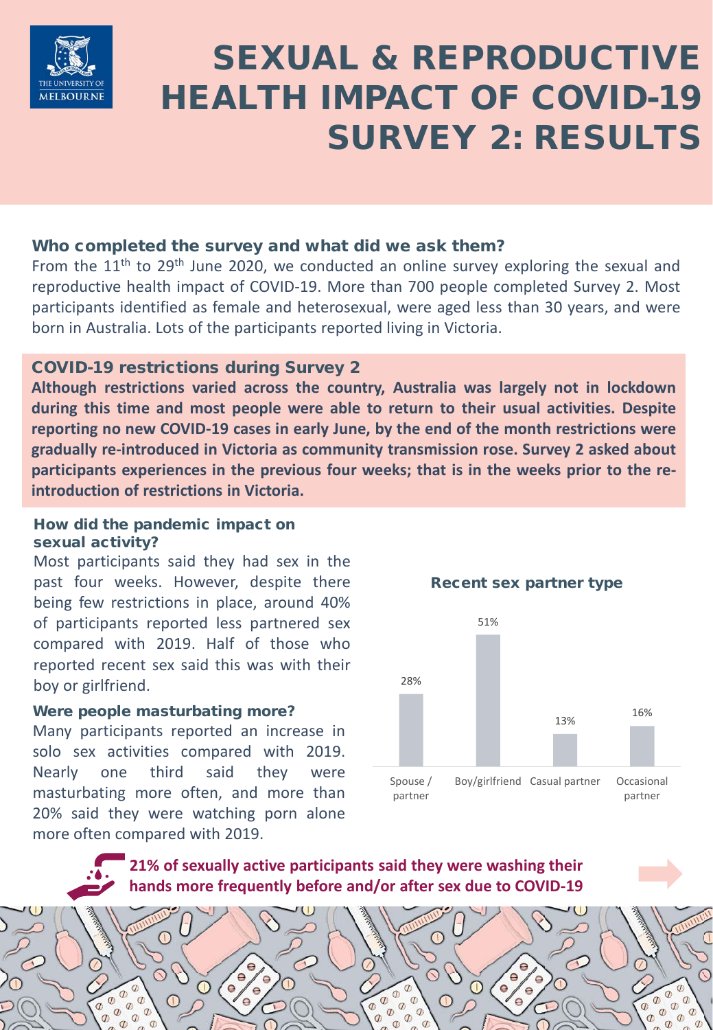# SEXUAL & REPRODUCTIVE HEALTH IMPACT OF COVID-19 SURVEY 2: RESULTS

THE UNIVERSITY OF MELBOURNE

### Who completed the survey and what did we ask them?

From the 11th to 29th June 2020, we conducted an online survey exploring the sexual and reproductive health impact of COVID-19. More than 700 people completed Survey 2. Most participants identified as female and heterosexual, were aged less than 30 years, and were born in Australia. Lots of the participants reported living in Victoria.

### COVID-19 restrictions during Survey 2

**Although restrictions varied across the country, Australia was largely not in lockdown during this time and most people were able to return to their usual activities. Despite reporting no new COVID-19 cases in early June, by the end of the month restrictions were gradually re-introduced in Victoria as community transmission rose. Survey 2 asked about participants experiences in the previous four weeks; that is in the weeks prior to the re-introduction of restrictions in Victoria.**

### How did the pandemic impact on sexual activity?

Most participants said they had sex in the past four weeks. However, despite there being few restrictions in place, around 40% of participants reported less partnered sex compared with 2019. Half of those who reported recent sex said this was with their boy or girlfriend.

### Were people masturbating more?

Many participants reported an increase in solo sex activities compared with 2019. Nearly one third said they were masturbating more often, and more than 20% said they were watching porn alone more often compared with 2019.

#### Recent sex partner type

| Spouse / partner | Boy/girlfriend | Casual partner | Occasional partner |
|---|---|---|---|
| 28% | 51% | 13% | 16% |

**21% of sexually active participants said they were washing their hands more frequently before and/or after sex due to COVID-19**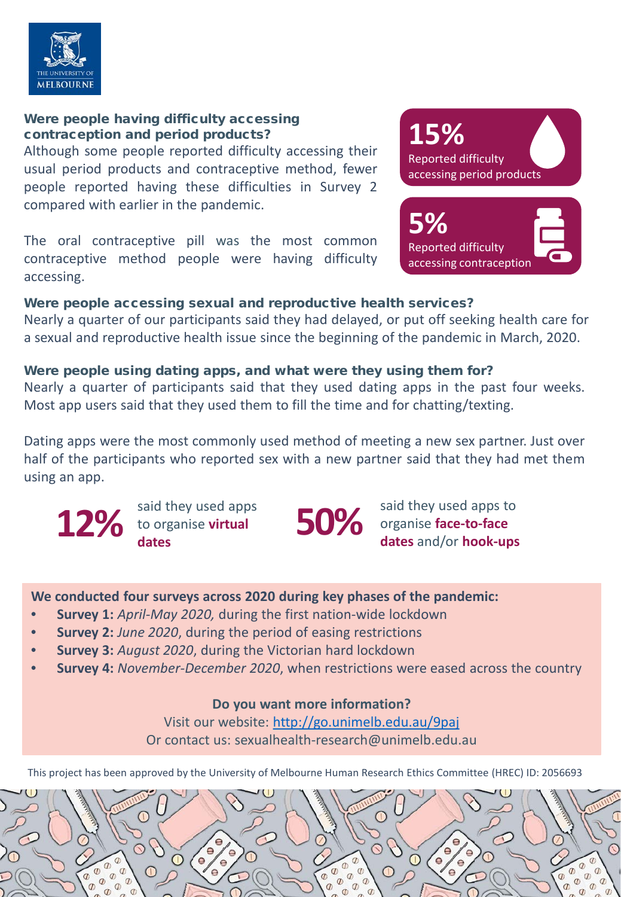### Were people having difficulty accessing contraception and period products?

Although some people reported difficulty accessing their usual period products and contraceptive method, fewer people reported having these difficulties in Survey 2 compared with earlier in the pandemic.

The oral contraceptive pill was the most common contraceptive method people were having difficulty accessing.

**15%**
Reported difficulty accessing period products

**5%**
Reported difficulty accessing contraception

### Were people accessing sexual and reproductive health services?

Nearly a quarter of our participants said they had delayed, or put off seeking health care for a sexual and reproductive health issue since the beginning of the pandemic in March, 2020.

### Were people using dating apps, and what were they using them for?

Nearly a quarter of participants said that they used dating apps in the past four weeks. Most app users said that they used them to fill the time and for chatting/texting.

Dating apps were the most commonly used method of meeting a new sex partner. Just over half of the participants who reported sex with a new partner said that they had met them using an app.

**12%** said they used apps to organise **virtual dates**

**50%** said they used apps to organise **face-to-face dates** and/or **hook-ups**

**We conducted four surveys across 2020 during key phases of the pandemic:**

- **Survey 1:** *April-May 2020,* during the first nation-wide lockdown
- **Survey 2:** *June 2020*, during the period of easing restrictions
- **Survey 3:** *August 2020*, during the Victorian hard lockdown
- **Survey 4:** *November-December 2020*, when restrictions were eased across the country

**Do you want more information?**
Visit our website: http://go.unimelb.edu.au/9paj
Or contact us: sexualhealth-research@unimelb.edu.au

This project has been approved by the University of Melbourne Human Research Ethics Committee (HREC) ID: 2056693